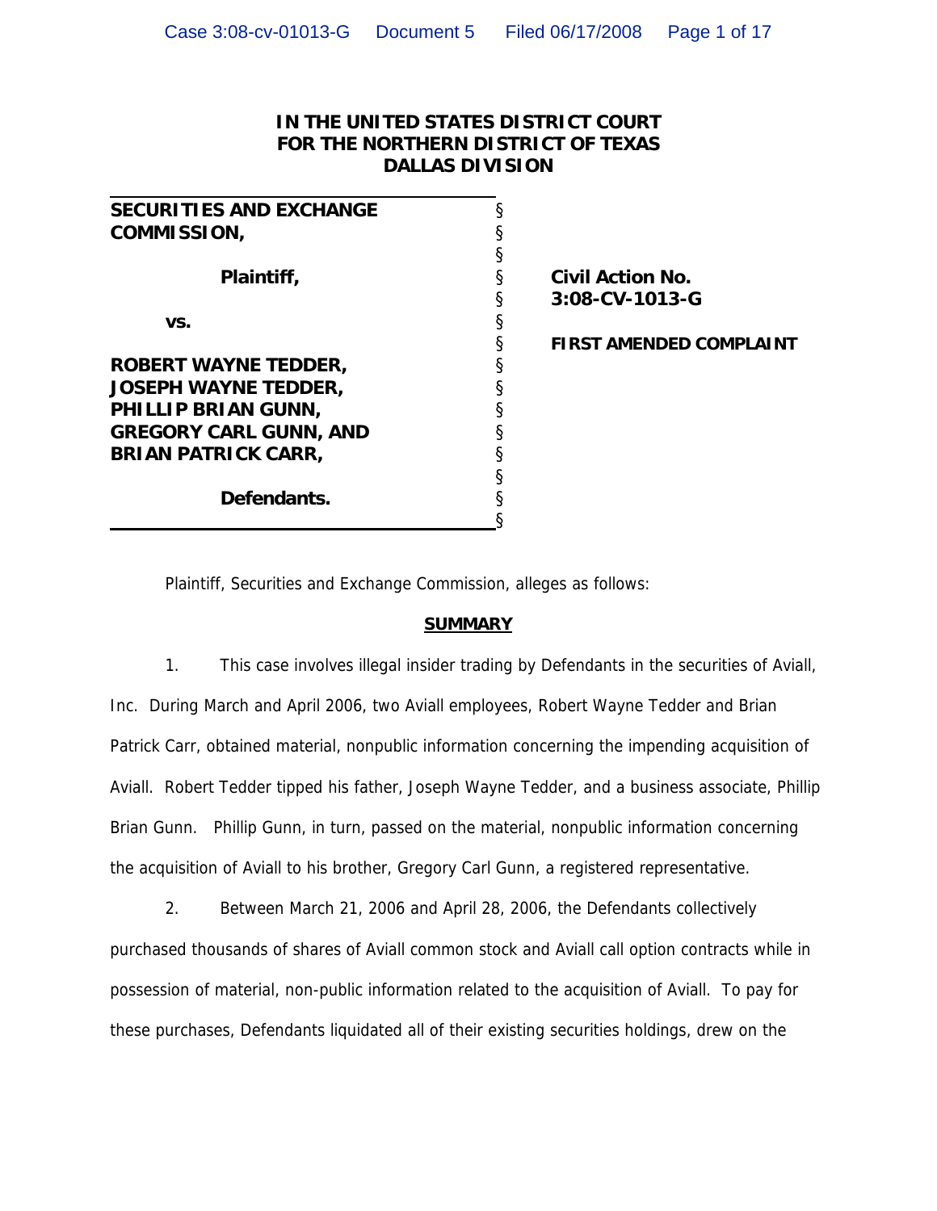**IN THE UNITED STATES DISTRICT COURT**
**FOR THE NORTHERN DISTRICT OF TEXAS**
**DALLAS DIVISION**

| | | |
|---|---|---|
| **SECURITIES AND EXCHANGE COMMISSION,** | § | |
| | § | |
| **Plaintiff,** | § | **Civil Action No. 3:08-CV-1013-G** |
| | § | |
| **vs.** | § | |
| | § | **FIRST AMENDED COMPLAINT** |
| **ROBERT WAYNE TEDDER, JOSEPH WAYNE TEDDER, PHILLIP BRIAN GUNN, GREGORY CARL GUNN, AND BRIAN PATRICK CARR,** | § | |
| | § | |
| **Defendants.** | § | |

Plaintiff, Securities and Exchange Commission, alleges as follows:

**SUMMARY**

1. This case involves illegal insider trading by Defendants in the securities of Aviall, Inc. During March and April 2006, two Aviall employees, Robert Wayne Tedder and Brian Patrick Carr, obtained material, nonpublic information concerning the impending acquisition of Aviall. Robert Tedder tipped his father, Joseph Wayne Tedder, and a business associate, Phillip Brian Gunn. Phillip Gunn, in turn, passed on the material, nonpublic information concerning the acquisition of Aviall to his brother, Gregory Carl Gunn, a registered representative.

2. Between March 21, 2006 and April 28, 2006, the Defendants collectively purchased thousands of shares of Aviall common stock and Aviall call option contracts while in possession of material, non-public information related to the acquisition of Aviall. To pay for these purchases, Defendants liquidated all of their existing securities holdings, drew on the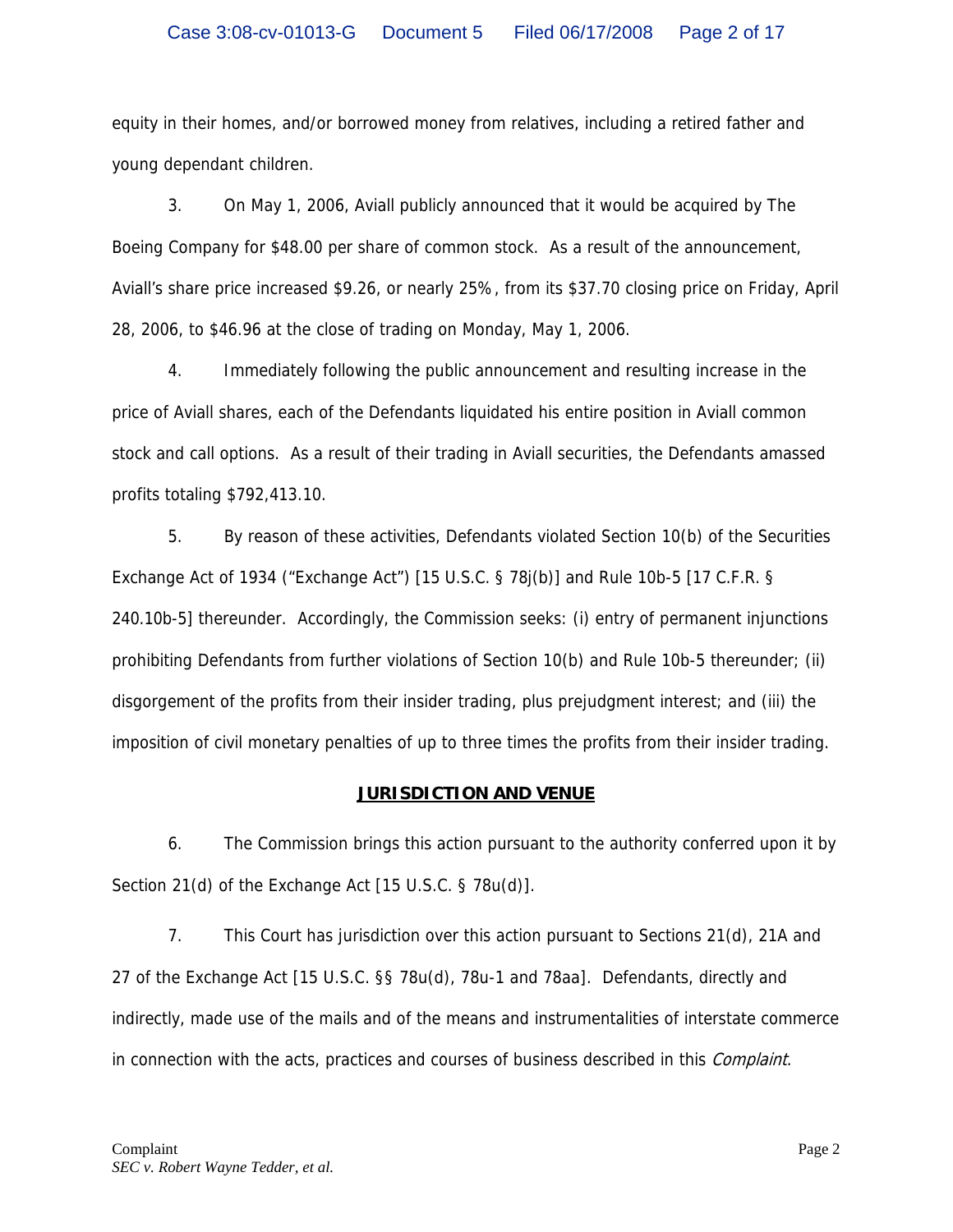equity in their homes, and/or borrowed money from relatives, including a retired father and young dependant children.

3. On May 1, 2006, Aviall publicly announced that it would be acquired by The Boeing Company for $48.00 per share of common stock. As a result of the announcement, Aviall's share price increased $9.26, or nearly 25%, from its $37.70 closing price on Friday, April 28, 2006, to $46.96 at the close of trading on Monday, May 1, 2006.

4. Immediately following the public announcement and resulting increase in the price of Aviall shares, each of the Defendants liquidated his entire position in Aviall common stock and call options. As a result of their trading in Aviall securities, the Defendants amassed profits totaling $792,413.10.

5. By reason of these activities, Defendants violated Section 10(b) of the Securities Exchange Act of 1934 ("Exchange Act") [15 U.S.C. § 78j(b)] and Rule 10b-5 [17 C.F.R. § 240.10b-5] thereunder. Accordingly, the Commission seeks: (i) entry of permanent injunctions prohibiting Defendants from further violations of Section 10(b) and Rule 10b-5 thereunder; (ii) disgorgement of the profits from their insider trading, plus prejudgment interest; and (iii) the imposition of civil monetary penalties of up to three times the profits from their insider trading.

## JURISDICTION AND VENUE

6. The Commission brings this action pursuant to the authority conferred upon it by Section 21(d) of the Exchange Act [15 U.S.C. § 78u(d)].

7. This Court has jurisdiction over this action pursuant to Sections 21(d), 21A and 27 of the Exchange Act [15 U.S.C. §§ 78u(d), 78u-1 and 78aa]. Defendants, directly and indirectly, made use of the mails and of the means and instrumentalities of interstate commerce in connection with the acts, practices and courses of business described in this *Complaint*.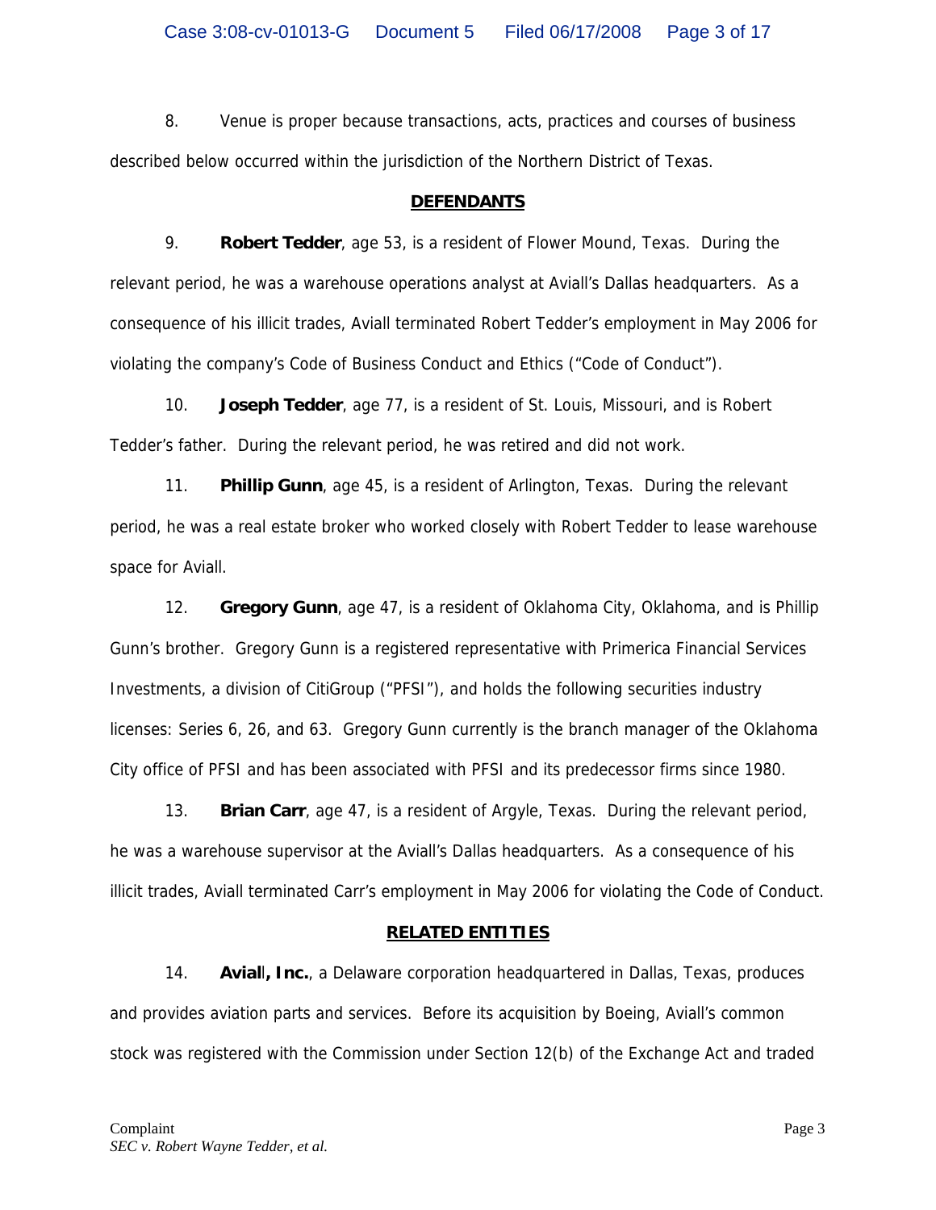8. Venue is proper because transactions, acts, practices and courses of business described below occurred within the jurisdiction of the Northern District of Texas.

## DEFENDANTS

9. **Robert Tedder**, age 53, is a resident of Flower Mound, Texas. During the relevant period, he was a warehouse operations analyst at Aviall's Dallas headquarters. As a consequence of his illicit trades, Aviall terminated Robert Tedder's employment in May 2006 for violating the company's Code of Business Conduct and Ethics ("Code of Conduct").

10. **Joseph Tedder**, age 77, is a resident of St. Louis, Missouri, and is Robert Tedder's father. During the relevant period, he was retired and did not work.

11. **Phillip Gunn**, age 45, is a resident of Arlington, Texas. During the relevant period, he was a real estate broker who worked closely with Robert Tedder to lease warehouse space for Aviall.

12. **Gregory Gunn**, age 47, is a resident of Oklahoma City, Oklahoma, and is Phillip Gunn's brother. Gregory Gunn is a registered representative with Primerica Financial Services Investments, a division of CitiGroup ("PFSI"), and holds the following securities industry licenses: Series 6, 26, and 63. Gregory Gunn currently is the branch manager of the Oklahoma City office of PFSI and has been associated with PFSI and its predecessor firms since 1980.

13. **Brian Carr**, age 47, is a resident of Argyle, Texas. During the relevant period, he was a warehouse supervisor at the Aviall's Dallas headquarters. As a consequence of his illicit trades, Aviall terminated Carr's employment in May 2006 for violating the Code of Conduct.

## RELATED ENTITIES

14. **Aviall, Inc.**, a Delaware corporation headquartered in Dallas, Texas, produces and provides aviation parts and services. Before its acquisition by Boeing, Aviall's common stock was registered with the Commission under Section 12(b) of the Exchange Act and traded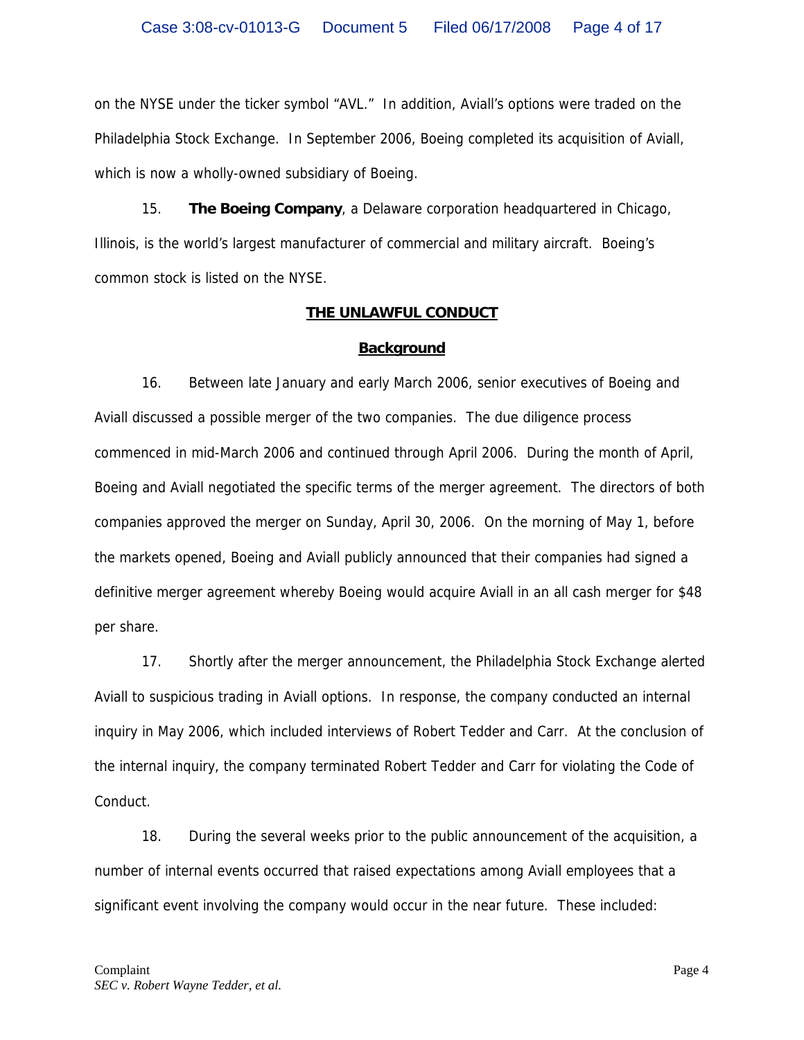on the NYSE under the ticker symbol "AVL." In addition, Aviall's options were traded on the Philadelphia Stock Exchange. In September 2006, Boeing completed its acquisition of Aviall, which is now a wholly-owned subsidiary of Boeing.

15. **The Boeing Company**, a Delaware corporation headquartered in Chicago, Illinois, is the world's largest manufacturer of commercial and military aircraft. Boeing's common stock is listed on the NYSE.

## THE UNLAWFUL CONDUCT

### Background

16. Between late January and early March 2006, senior executives of Boeing and Aviall discussed a possible merger of the two companies. The due diligence process commenced in mid-March 2006 and continued through April 2006. During the month of April, Boeing and Aviall negotiated the specific terms of the merger agreement. The directors of both companies approved the merger on Sunday, April 30, 2006. On the morning of May 1, before the markets opened, Boeing and Aviall publicly announced that their companies had signed a definitive merger agreement whereby Boeing would acquire Aviall in an all cash merger for $48 per share.

17. Shortly after the merger announcement, the Philadelphia Stock Exchange alerted Aviall to suspicious trading in Aviall options. In response, the company conducted an internal inquiry in May 2006, which included interviews of Robert Tedder and Carr. At the conclusion of the internal inquiry, the company terminated Robert Tedder and Carr for violating the Code of Conduct.

18. During the several weeks prior to the public announcement of the acquisition, a number of internal events occurred that raised expectations among Aviall employees that a significant event involving the company would occur in the near future. These included: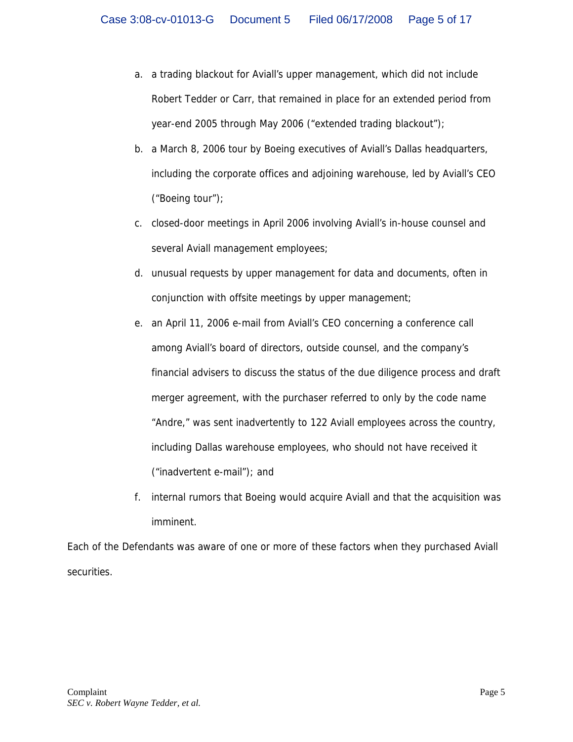a. a trading blackout for Aviall's upper management, which did not include Robert Tedder or Carr, that remained in place for an extended period from year-end 2005 through May 2006 ("extended trading blackout");

b. a March 8, 2006 tour by Boeing executives of Aviall's Dallas headquarters, including the corporate offices and adjoining warehouse, led by Aviall's CEO ("Boeing tour");

c. closed-door meetings in April 2006 involving Aviall's in-house counsel and several Aviall management employees;

d. unusual requests by upper management for data and documents, often in conjunction with offsite meetings by upper management;

e. an April 11, 2006 e-mail from Aviall's CEO concerning a conference call among Aviall's board of directors, outside counsel, and the company's financial advisers to discuss the status of the due diligence process and draft merger agreement, with the purchaser referred to only by the code name "Andre," was sent inadvertently to 122 Aviall employees across the country, including Dallas warehouse employees, who should not have received it ("inadvertent e-mail"); and

f. internal rumors that Boeing would acquire Aviall and that the acquisition was imminent.

Each of the Defendants was aware of one or more of these factors when they purchased Aviall securities.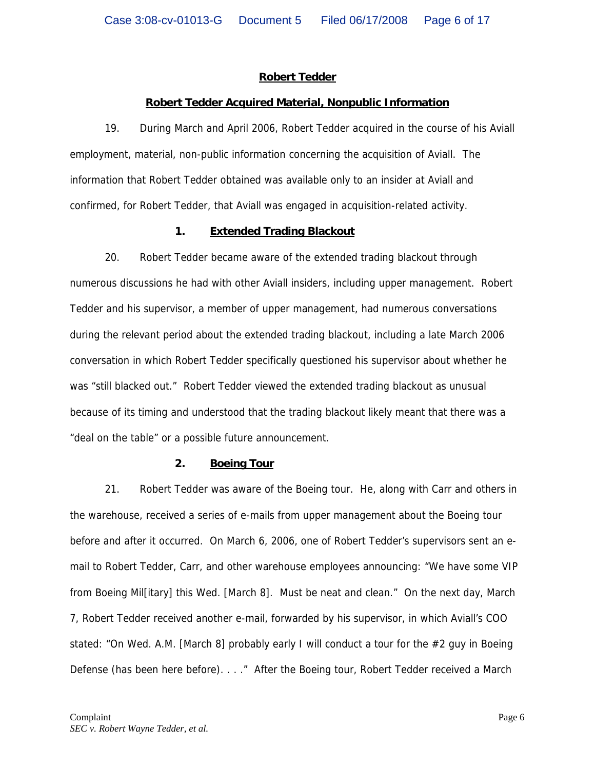## Robert Tedder

### Robert Tedder Acquired Material, Nonpublic Information

19. During March and April 2006, Robert Tedder acquired in the course of his Aviall employment, material, non-public information concerning the acquisition of Aviall. The information that Robert Tedder obtained was available only to an insider at Aviall and confirmed, for Robert Tedder, that Aviall was engaged in acquisition-related activity.

### 1. Extended Trading Blackout

20. Robert Tedder became aware of the extended trading blackout through numerous discussions he had with other Aviall insiders, including upper management. Robert Tedder and his supervisor, a member of upper management, had numerous conversations during the relevant period about the extended trading blackout, including a late March 2006 conversation in which Robert Tedder specifically questioned his supervisor about whether he was "still blacked out." Robert Tedder viewed the extended trading blackout as unusual because of its timing and understood that the trading blackout likely meant that there was a "deal on the table" or a possible future announcement.

### 2. Boeing Tour

21. Robert Tedder was aware of the Boeing tour. He, along with Carr and others in the warehouse, received a series of e-mails from upper management about the Boeing tour before and after it occurred. On March 6, 2006, one of Robert Tedder's supervisors sent an e-mail to Robert Tedder, Carr, and other warehouse employees announcing: "We have some VIP from Boeing Mil[itary] this Wed. [March 8]. Must be neat and clean." On the next day, March 7, Robert Tedder received another e-mail, forwarded by his supervisor, in which Aviall's COO stated: "On Wed. A.M. [March 8] probably early I will conduct a tour for the #2 guy in Boeing Defense (has been here before). . . ." After the Boeing tour, Robert Tedder received a March

Complaint
*SEC v. Robert Wayne Tedder, et al.*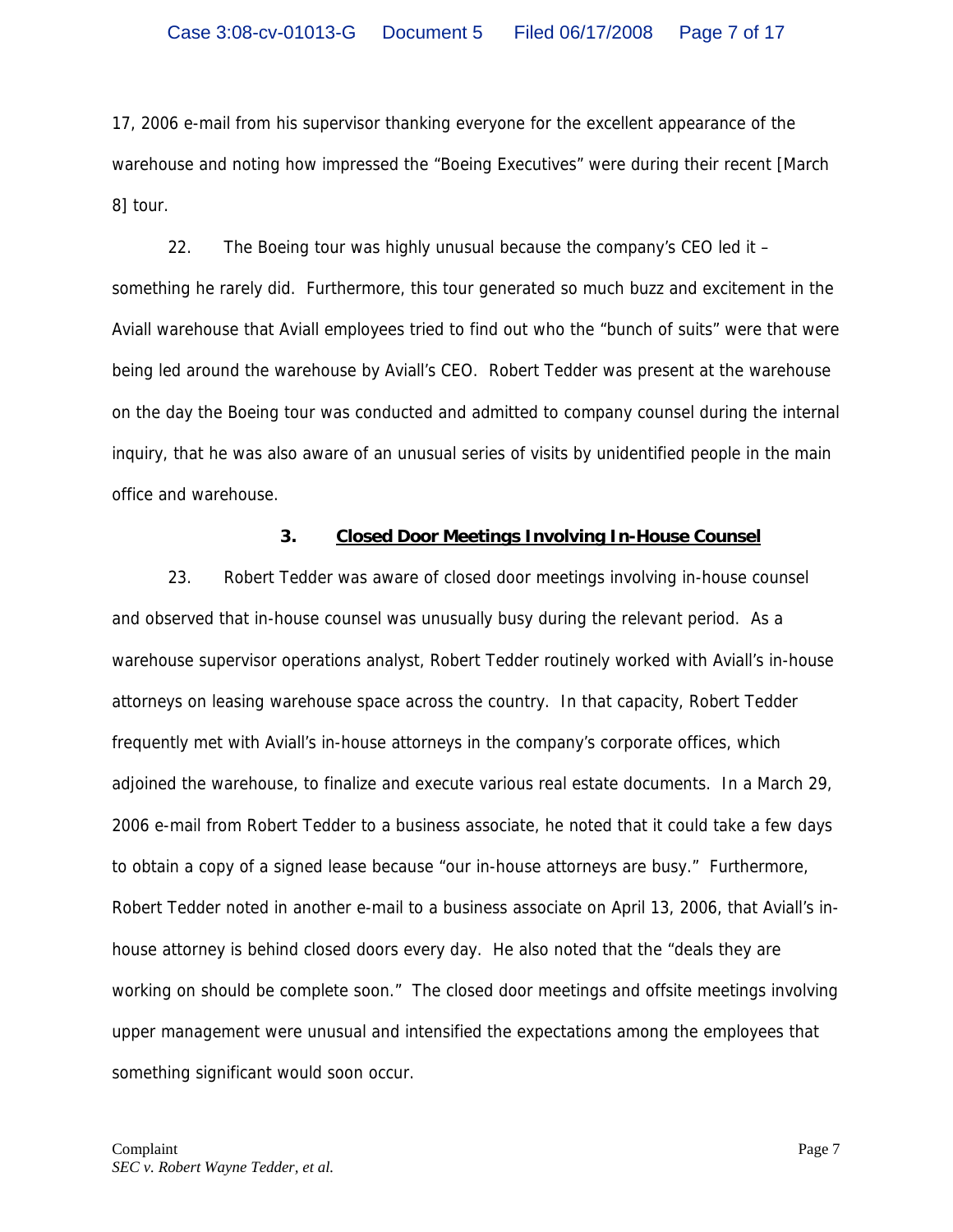17, 2006 e-mail from his supervisor thanking everyone for the excellent appearance of the warehouse and noting how impressed the "Boeing Executives" were during their recent [March 8] tour.

22. The Boeing tour was highly unusual because the company's CEO led it – something he rarely did. Furthermore, this tour generated so much buzz and excitement in the Aviall warehouse that Aviall employees tried to find out who the "bunch of suits" were that were being led around the warehouse by Aviall's CEO. Robert Tedder was present at the warehouse on the day the Boeing tour was conducted and admitted to company counsel during the internal inquiry, that he was also aware of an unusual series of visits by unidentified people in the main office and warehouse.

### 3. Closed Door Meetings Involving In-House Counsel

23. Robert Tedder was aware of closed door meetings involving in-house counsel and observed that in-house counsel was unusually busy during the relevant period. As a warehouse supervisor operations analyst, Robert Tedder routinely worked with Aviall's in-house attorneys on leasing warehouse space across the country. In that capacity, Robert Tedder frequently met with Aviall's in-house attorneys in the company's corporate offices, which adjoined the warehouse, to finalize and execute various real estate documents. In a March 29, 2006 e-mail from Robert Tedder to a business associate, he noted that it could take a few days to obtain a copy of a signed lease because "our in-house attorneys are busy." Furthermore, Robert Tedder noted in another e-mail to a business associate on April 13, 2006, that Aviall's in-house attorney is behind closed doors every day. He also noted that the "deals they are working on should be complete soon." The closed door meetings and offsite meetings involving upper management were unusual and intensified the expectations among the employees that something significant would soon occur.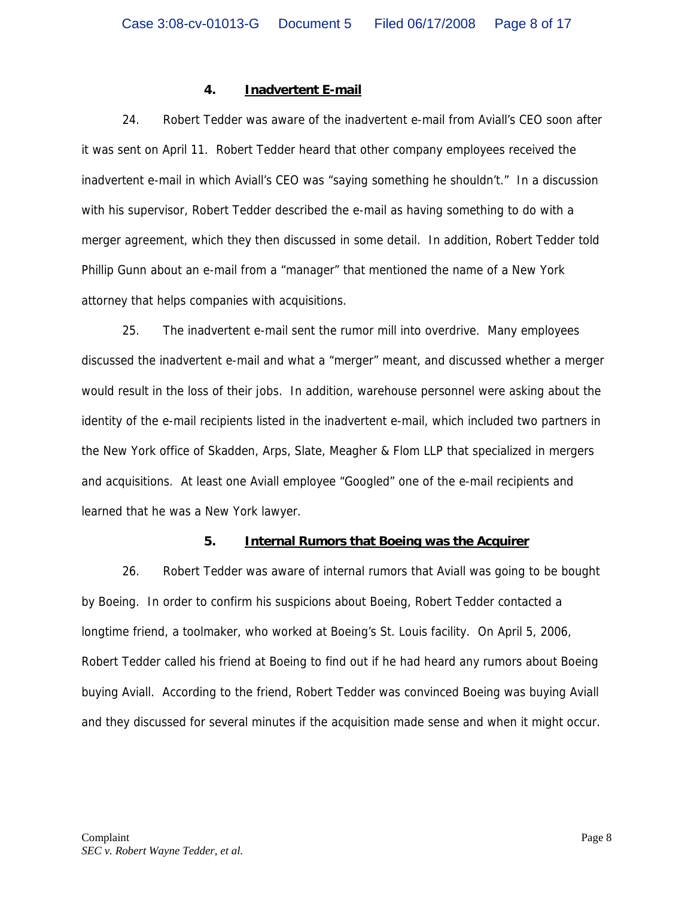### 4. Inadvertent E-mail

24. Robert Tedder was aware of the inadvertent e-mail from Aviall's CEO soon after it was sent on April 11. Robert Tedder heard that other company employees received the inadvertent e-mail in which Aviall's CEO was "saying something he shouldn't." In a discussion with his supervisor, Robert Tedder described the e-mail as having something to do with a merger agreement, which they then discussed in some detail. In addition, Robert Tedder told Phillip Gunn about an e-mail from a "manager" that mentioned the name of a New York attorney that helps companies with acquisitions.

25. The inadvertent e-mail sent the rumor mill into overdrive. Many employees discussed the inadvertent e-mail and what a "merger" meant, and discussed whether a merger would result in the loss of their jobs. In addition, warehouse personnel were asking about the identity of the e-mail recipients listed in the inadvertent e-mail, which included two partners in the New York office of Skadden, Arps, Slate, Meagher & Flom LLP that specialized in mergers and acquisitions. At least one Aviall employee "Googled" one of the e-mail recipients and learned that he was a New York lawyer.

### 5. Internal Rumors that Boeing was the Acquirer

26. Robert Tedder was aware of internal rumors that Aviall was going to be bought by Boeing. In order to confirm his suspicions about Boeing, Robert Tedder contacted a longtime friend, a toolmaker, who worked at Boeing's St. Louis facility. On April 5, 2006, Robert Tedder called his friend at Boeing to find out if he had heard any rumors about Boeing buying Aviall. According to the friend, Robert Tedder was convinced Boeing was buying Aviall and they discussed for several minutes if the acquisition made sense and when it might occur.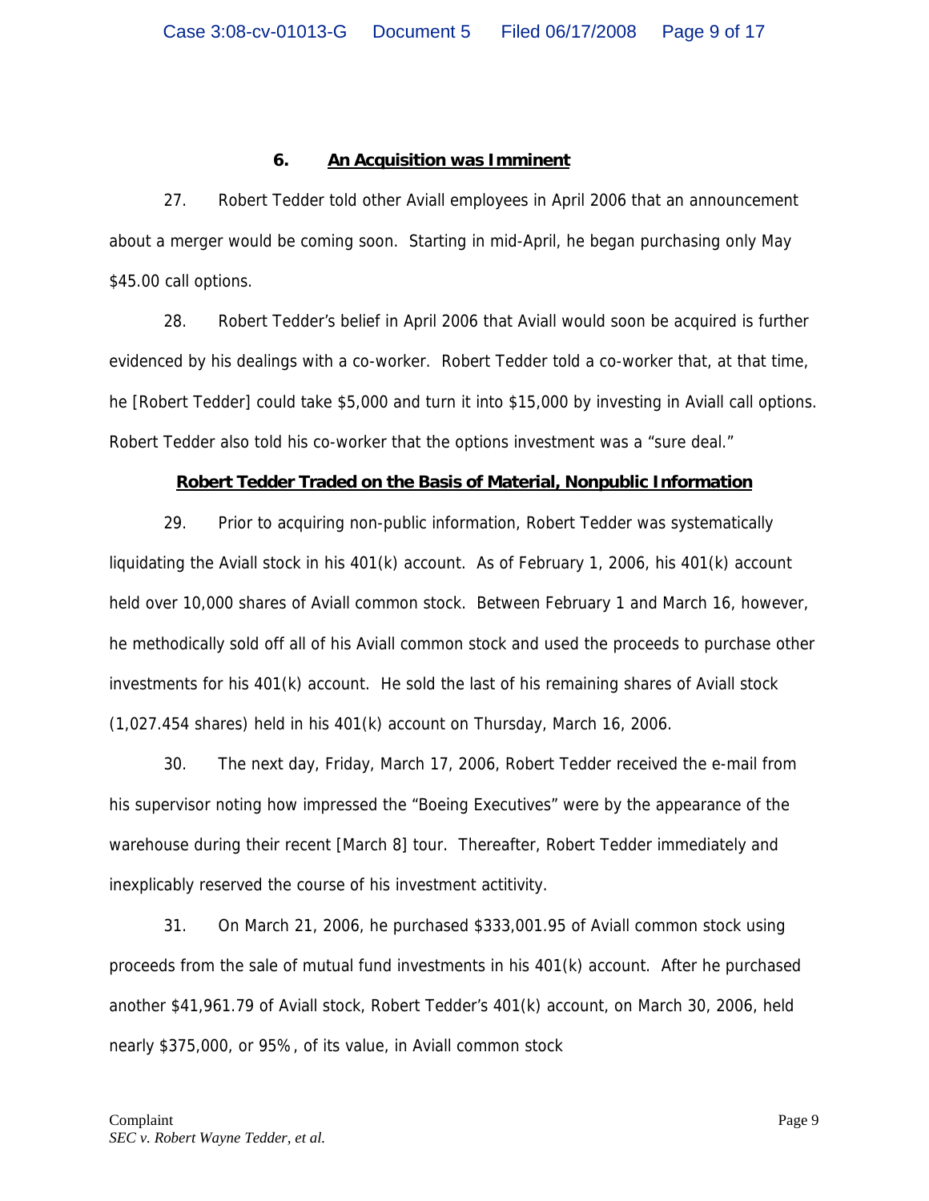### 6. An Acquisition was Imminent

27. Robert Tedder told other Aviall employees in April 2006 that an announcement about a merger would be coming soon. Starting in mid-April, he began purchasing only May $45.00 call options.

28. Robert Tedder's belief in April 2006 that Aviall would soon be acquired is further evidenced by his dealings with a co-worker. Robert Tedder told a co-worker that, at that time, he [Robert Tedder] could take $5,000 and turn it into $15,000 by investing in Aviall call options. Robert Tedder also told his co-worker that the options investment was a "sure deal."

### Robert Tedder Traded on the Basis of Material, Nonpublic Information

29. Prior to acquiring non-public information, Robert Tedder was systematically liquidating the Aviall stock in his 401(k) account. As of February 1, 2006, his 401(k) account held over 10,000 shares of Aviall common stock. Between February 1 and March 16, however, he methodically sold off all of his Aviall common stock and used the proceeds to purchase other investments for his 401(k) account. He sold the last of his remaining shares of Aviall stock (1,027.454 shares) held in his 401(k) account on Thursday, March 16, 2006.

30. The next day, Friday, March 17, 2006, Robert Tedder received the e-mail from his supervisor noting how impressed the "Boeing Executives" were by the appearance of the warehouse during their recent [March 8] tour. Thereafter, Robert Tedder immediately and inexplicably reserved the course of his investment actitivity.

31. On March 21, 2006, he purchased $333,001.95 of Aviall common stock using proceeds from the sale of mutual fund investments in his 401(k) account. After he purchased another $41,961.79 of Aviall stock, Robert Tedder's 401(k) account, on March 30, 2006, held nearly $375,000, or 95%, of its value, in Aviall common stock

Complaint

*SEC v. Robert Wayne Tedder, et al.*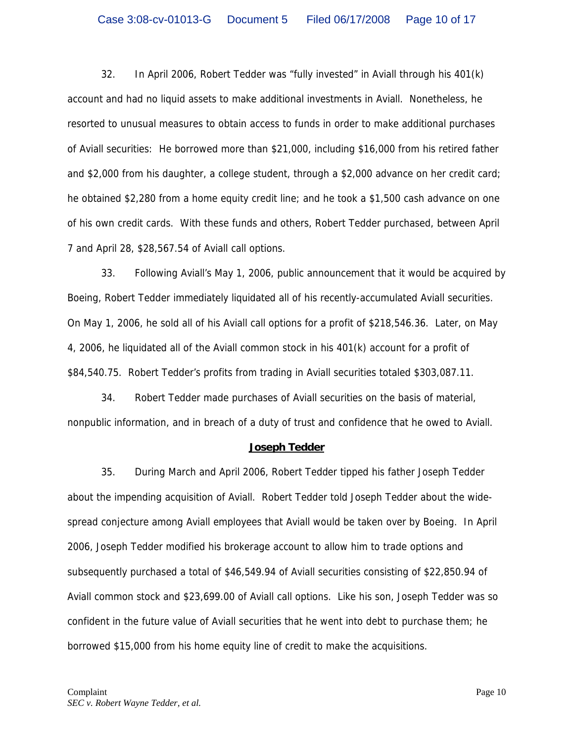32. In April 2006, Robert Tedder was "fully invested" in Aviall through his 401(k) account and had no liquid assets to make additional investments in Aviall. Nonetheless, he resorted to unusual measures to obtain access to funds in order to make additional purchases of Aviall securities: He borrowed more than $21,000, including $16,000 from his retired father and $2,000 from his daughter, a college student, through a $2,000 advance on her credit card; he obtained $2,280 from a home equity credit line; and he took a $1,500 cash advance on one of his own credit cards. With these funds and others, Robert Tedder purchased, between April 7 and April 28, $28,567.54 of Aviall call options.

33. Following Aviall's May 1, 2006, public announcement that it would be acquired by Boeing, Robert Tedder immediately liquidated all of his recently-accumulated Aviall securities. On May 1, 2006, he sold all of his Aviall call options for a profit of $218,546.36. Later, on May 4, 2006, he liquidated all of the Aviall common stock in his 401(k) account for a profit of $84,540.75. Robert Tedder's profits from trading in Aviall securities totaled $303,087.11.

34. Robert Tedder made purchases of Aviall securities on the basis of material, nonpublic information, and in breach of a duty of trust and confidence that he owed to Aviall.

**Joseph Tedder**

35. During March and April 2006, Robert Tedder tipped his father Joseph Tedder about the impending acquisition of Aviall. Robert Tedder told Joseph Tedder about the wide-spread conjecture among Aviall employees that Aviall would be taken over by Boeing. In April 2006, Joseph Tedder modified his brokerage account to allow him to trade options and subsequently purchased a total of $46,549.94 of Aviall securities consisting of $22,850.94 of Aviall common stock and $23,699.00 of Aviall call options. Like his son, Joseph Tedder was so confident in the future value of Aviall securities that he went into debt to purchase them; he borrowed $15,000 from his home equity line of credit to make the acquisitions.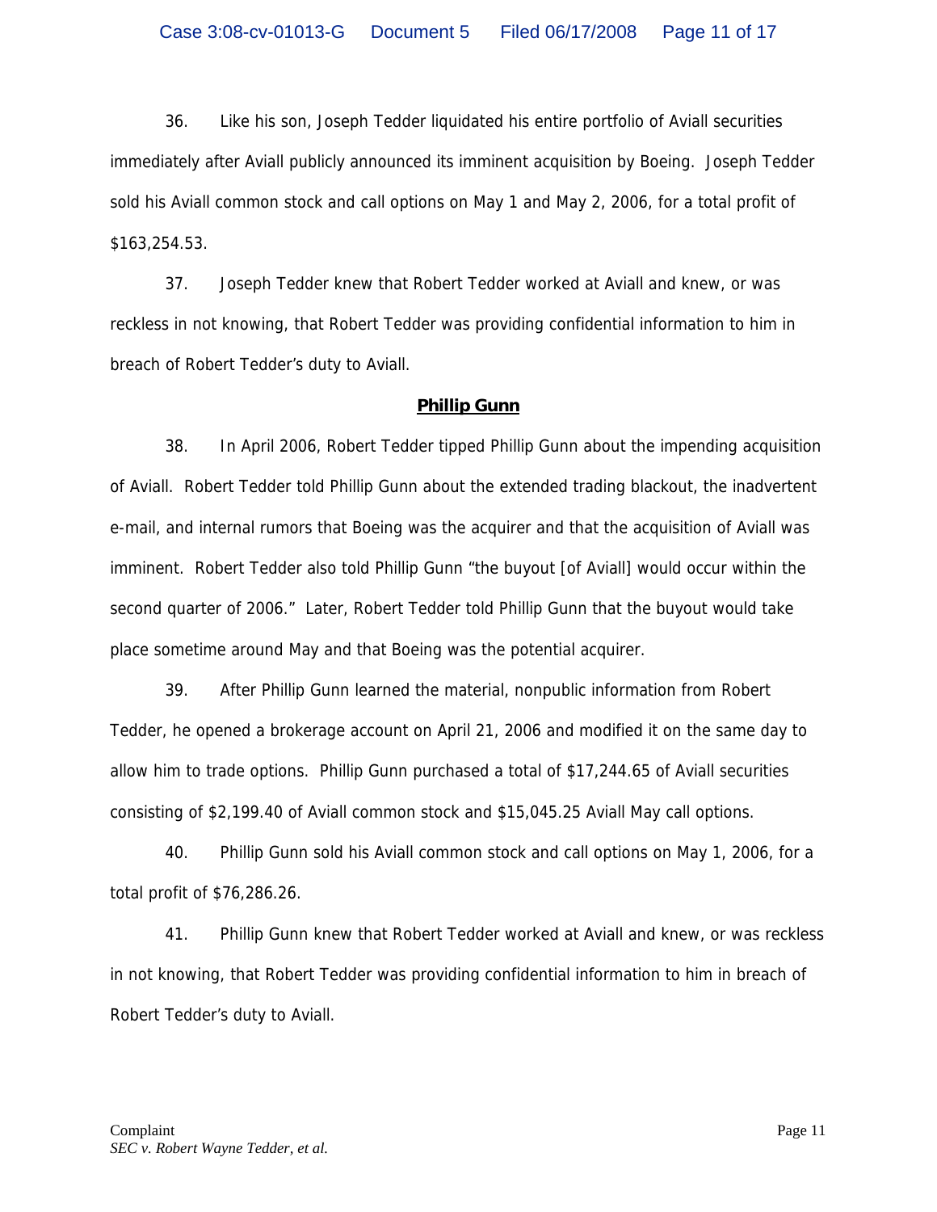36. Like his son, Joseph Tedder liquidated his entire portfolio of Aviall securities immediately after Aviall publicly announced its imminent acquisition by Boeing. Joseph Tedder sold his Aviall common stock and call options on May 1 and May 2, 2006, for a total profit of $163,254.53.

37. Joseph Tedder knew that Robert Tedder worked at Aviall and knew, or was reckless in not knowing, that Robert Tedder was providing confidential information to him in breach of Robert Tedder's duty to Aviall.

### Phillip Gunn

38. In April 2006, Robert Tedder tipped Phillip Gunn about the impending acquisition of Aviall. Robert Tedder told Phillip Gunn about the extended trading blackout, the inadvertent e-mail, and internal rumors that Boeing was the acquirer and that the acquisition of Aviall was imminent. Robert Tedder also told Phillip Gunn "the buyout [of Aviall] would occur within the second quarter of 2006." Later, Robert Tedder told Phillip Gunn that the buyout would take place sometime around May and that Boeing was the potential acquirer.

39. After Phillip Gunn learned the material, nonpublic information from Robert Tedder, he opened a brokerage account on April 21, 2006 and modified it on the same day to allow him to trade options. Phillip Gunn purchased a total of $17,244.65 of Aviall securities consisting of $2,199.40 of Aviall common stock and $15,045.25 Aviall May call options.

40. Phillip Gunn sold his Aviall common stock and call options on May 1, 2006, for a total profit of $76,286.26.

41. Phillip Gunn knew that Robert Tedder worked at Aviall and knew, or was reckless in not knowing, that Robert Tedder was providing confidential information to him in breach of Robert Tedder's duty to Aviall.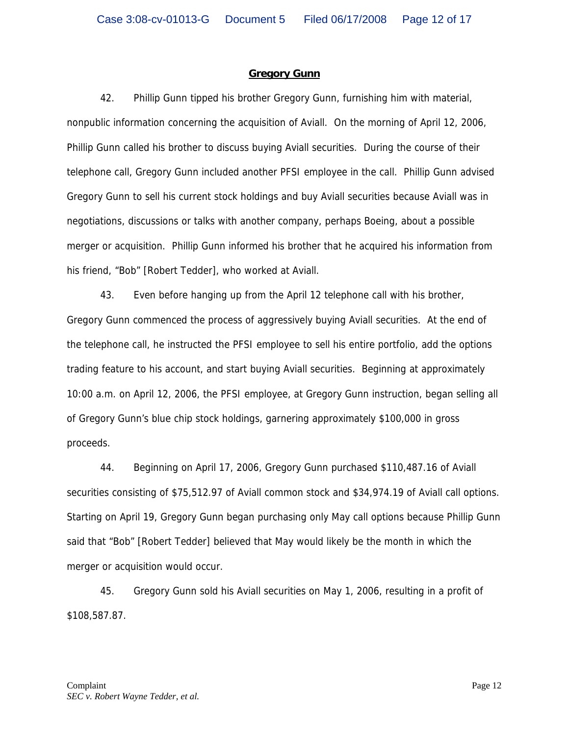## Gregory Gunn

42. Phillip Gunn tipped his brother Gregory Gunn, furnishing him with material, nonpublic information concerning the acquisition of Aviall. On the morning of April 12, 2006, Phillip Gunn called his brother to discuss buying Aviall securities. During the course of their telephone call, Gregory Gunn included another PFSI employee in the call. Phillip Gunn advised Gregory Gunn to sell his current stock holdings and buy Aviall securities because Aviall was in negotiations, discussions or talks with another company, perhaps Boeing, about a possible merger or acquisition. Phillip Gunn informed his brother that he acquired his information from his friend, "Bob" [Robert Tedder], who worked at Aviall.

43. Even before hanging up from the April 12 telephone call with his brother, Gregory Gunn commenced the process of aggressively buying Aviall securities. At the end of the telephone call, he instructed the PFSI employee to sell his entire portfolio, add the options trading feature to his account, and start buying Aviall securities. Beginning at approximately 10:00 a.m. on April 12, 2006, the PFSI employee, at Gregory Gunn instruction, began selling all of Gregory Gunn's blue chip stock holdings, garnering approximately $100,000 in gross proceeds.

44. Beginning on April 17, 2006, Gregory Gunn purchased $110,487.16 of Aviall securities consisting of $75,512.97 of Aviall common stock and $34,974.19 of Aviall call options. Starting on April 19, Gregory Gunn began purchasing only May call options because Phillip Gunn said that "Bob" [Robert Tedder] believed that May would likely be the month in which the merger or acquisition would occur.

45. Gregory Gunn sold his Aviall securities on May 1, 2006, resulting in a profit of $108,587.87.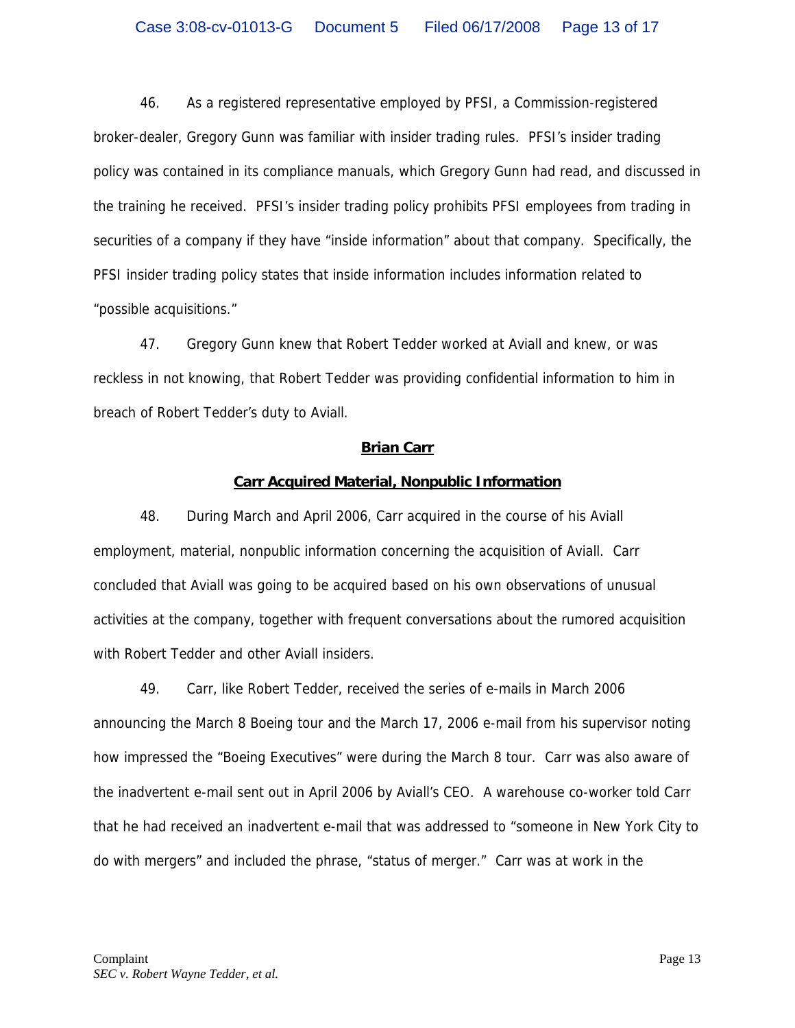46. As a registered representative employed by PFSI, a Commission-registered broker-dealer, Gregory Gunn was familiar with insider trading rules. PFSI's insider trading policy was contained in its compliance manuals, which Gregory Gunn had read, and discussed in the training he received. PFSI's insider trading policy prohibits PFSI employees from trading in securities of a company if they have "inside information" about that company. Specifically, the PFSI insider trading policy states that inside information includes information related to "possible acquisitions."

47. Gregory Gunn knew that Robert Tedder worked at Aviall and knew, or was reckless in not knowing, that Robert Tedder was providing confidential information to him in breach of Robert Tedder's duty to Aviall.

## Brian Carr

### Carr Acquired Material, Nonpublic Information

48. During March and April 2006, Carr acquired in the course of his Aviall employment, material, nonpublic information concerning the acquisition of Aviall. Carr concluded that Aviall was going to be acquired based on his own observations of unusual activities at the company, together with frequent conversations about the rumored acquisition with Robert Tedder and other Aviall insiders.

49. Carr, like Robert Tedder, received the series of e-mails in March 2006 announcing the March 8 Boeing tour and the March 17, 2006 e-mail from his supervisor noting how impressed the "Boeing Executives" were during the March 8 tour. Carr was also aware of the inadvertent e-mail sent out in April 2006 by Aviall's CEO. A warehouse co-worker told Carr that he had received an inadvertent e-mail that was addressed to "someone in New York City to do with mergers" and included the phrase, "status of merger." Carr was at work in the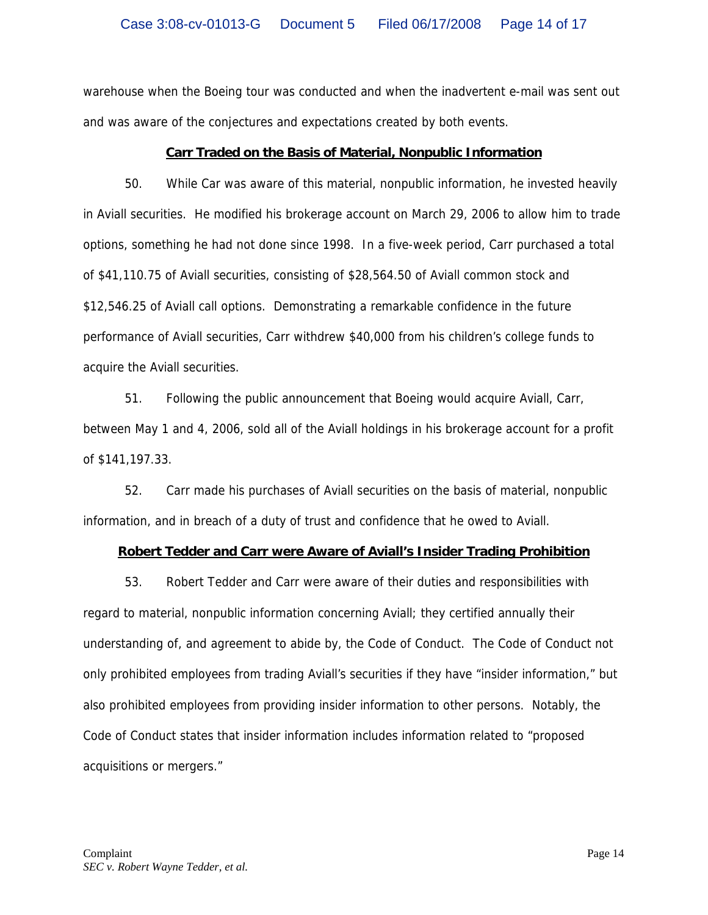warehouse when the Boeing tour was conducted and when the inadvertent e-mail was sent out and was aware of the conjectures and expectations created by both events.

**Carr Traded on the Basis of Material, Nonpublic Information**

50. While Car was aware of this material, nonpublic information, he invested heavily in Aviall securities. He modified his brokerage account on March 29, 2006 to allow him to trade options, something he had not done since 1998. In a five-week period, Carr purchased a total of $41,110.75 of Aviall securities, consisting of $28,564.50 of Aviall common stock and $12,546.25 of Aviall call options. Demonstrating a remarkable confidence in the future performance of Aviall securities, Carr withdrew $40,000 from his children's college funds to acquire the Aviall securities.

51. Following the public announcement that Boeing would acquire Aviall, Carr, between May 1 and 4, 2006, sold all of the Aviall holdings in his brokerage account for a profit of $141,197.33.

52. Carr made his purchases of Aviall securities on the basis of material, nonpublic information, and in breach of a duty of trust and confidence that he owed to Aviall.

**Robert Tedder and Carr were Aware of Aviall's Insider Trading Prohibition**

53. Robert Tedder and Carr were aware of their duties and responsibilities with regard to material, nonpublic information concerning Aviall; they certified annually their understanding of, and agreement to abide by, the Code of Conduct. The Code of Conduct not only prohibited employees from trading Aviall's securities if they have "insider information," but also prohibited employees from providing insider information to other persons. Notably, the Code of Conduct states that insider information includes information related to "proposed acquisitions or mergers."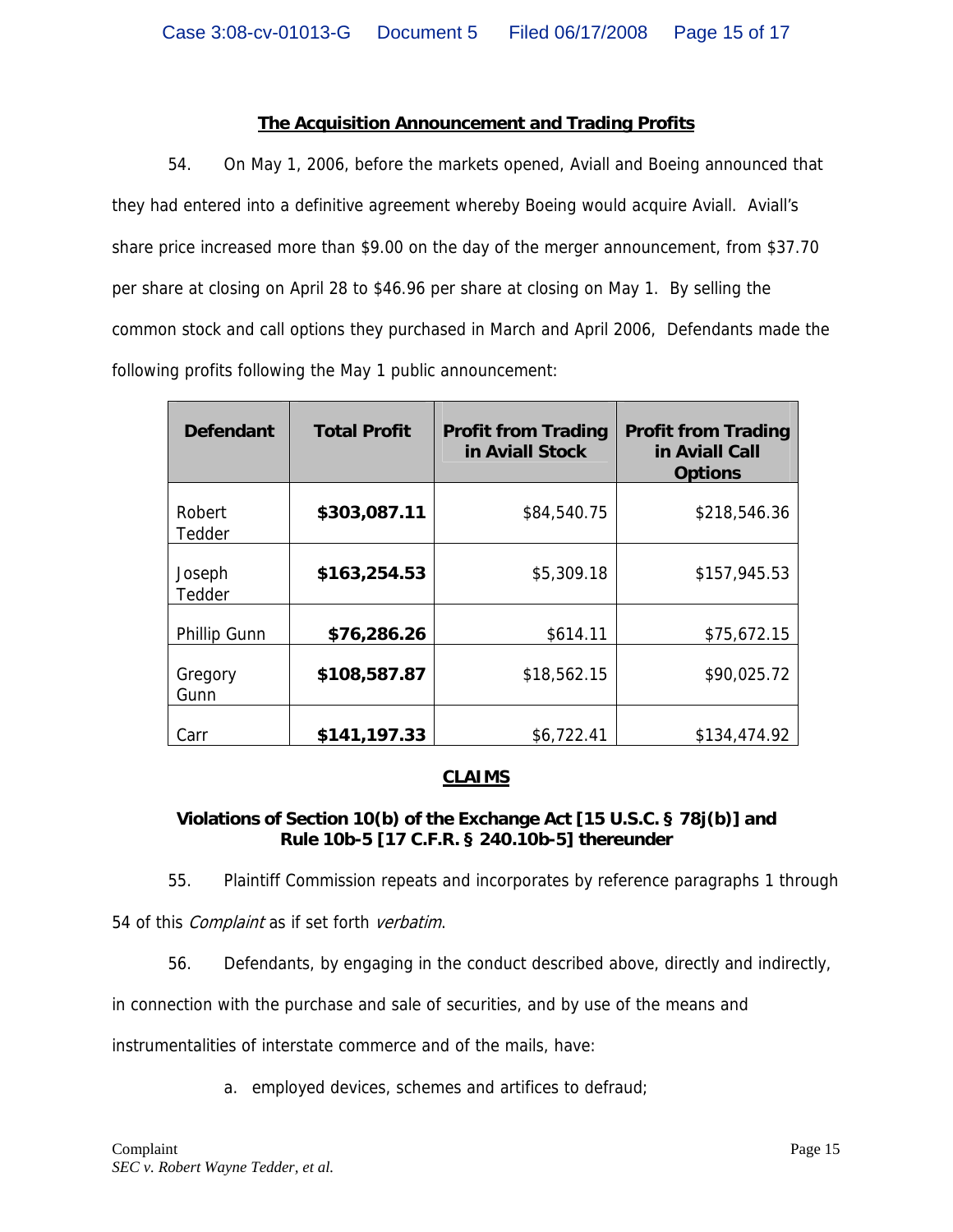## The Acquisition Announcement and Trading Profits

54. On May 1, 2006, before the markets opened, Aviall and Boeing announced that they had entered into a definitive agreement whereby Boeing would acquire Aviall. Aviall's share price increased more than $9.00 on the day of the merger announcement, from $37.70 per share at closing on April 28 to $46.96 per share at closing on May 1. By selling the common stock and call options they purchased in March and April 2006, Defendants made the following profits following the May 1 public announcement:

| Defendant | Total Profit | Profit from Trading in Aviall Stock | Profit from Trading in Aviall Call Options |
|---|---|---|---|
| Robert Tedder | **$303,087.11** | $84,540.75 | $218,546.36 |
| Joseph Tedder | **$163,254.53** | $5,309.18 | $157,945.53 |
| Phillip Gunn | **$76,286.26** | $614.11 | $75,672.15 |
| Gregory Gunn | **$108,587.87** | $18,562.15 | $90,025.72 |
| Carr | **$141,197.33** | $6,722.41 | $134,474.92 |

## CLAIMS

### Violations of Section 10(b) of the Exchange Act [15 U.S.C. § 78j(b)] and Rule 10b-5 [17 C.F.R. § 240.10b-5] thereunder

55. Plaintiff Commission repeats and incorporates by reference paragraphs 1 through 54 of this *Complaint* as if set forth *verbatim*.

56. Defendants, by engaging in the conduct described above, directly and indirectly, in connection with the purchase and sale of securities, and by use of the means and instrumentalities of interstate commerce and of the mails, have:

a. employed devices, schemes and artifices to defraud;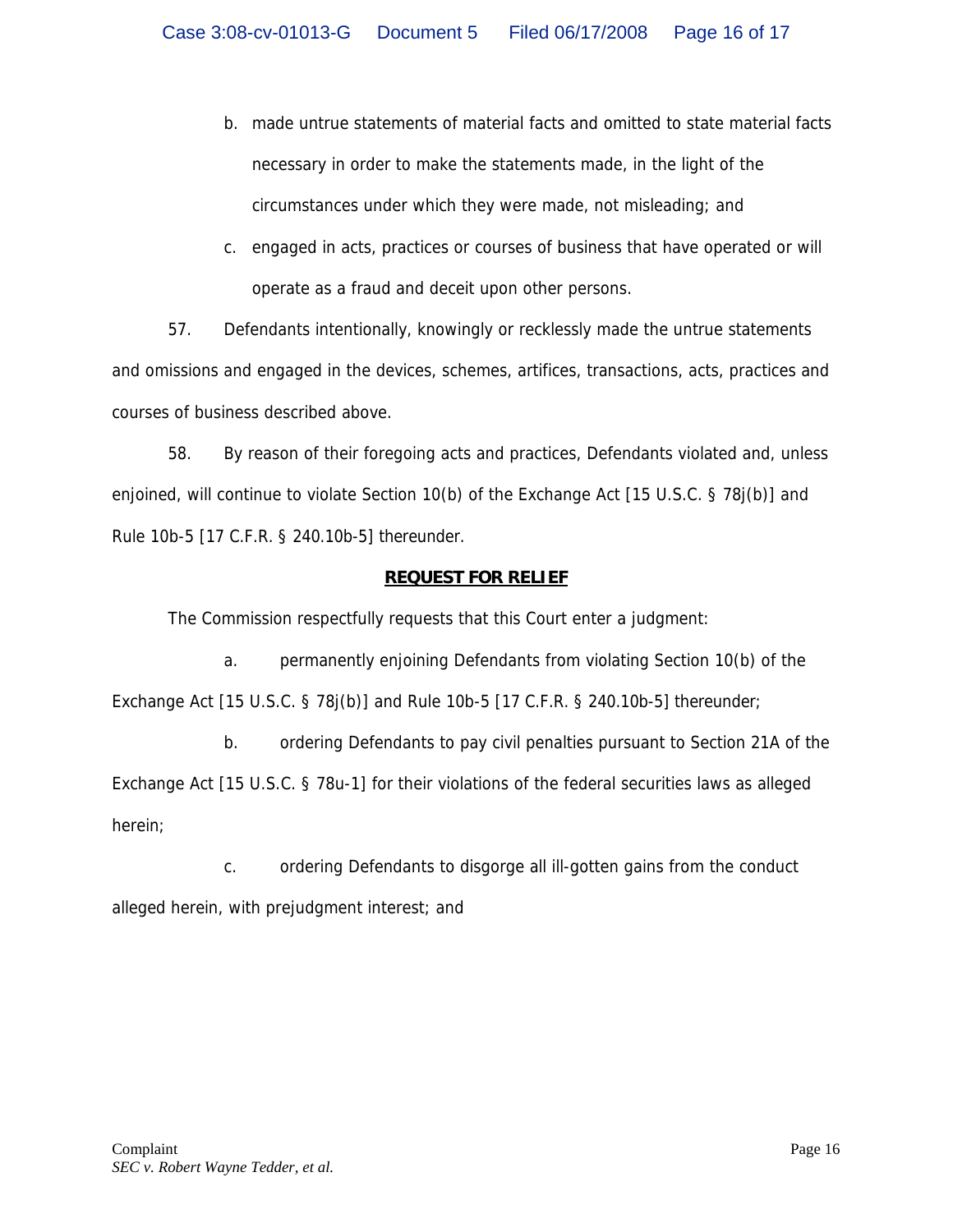b. made untrue statements of material facts and omitted to state material facts necessary in order to make the statements made, in the light of the circumstances under which they were made, not misleading; and

c. engaged in acts, practices or courses of business that have operated or will operate as a fraud and deceit upon other persons.

57. Defendants intentionally, knowingly or recklessly made the untrue statements and omissions and engaged in the devices, schemes, artifices, transactions, acts, practices and courses of business described above.

58. By reason of their foregoing acts and practices, Defendants violated and, unless enjoined, will continue to violate Section 10(b) of the Exchange Act [15 U.S.C. § 78j(b)] and Rule 10b-5 [17 C.F.R. § 240.10b-5] thereunder.

**REQUEST FOR RELIEF**

The Commission respectfully requests that this Court enter a judgment:

a. permanently enjoining Defendants from violating Section 10(b) of the Exchange Act [15 U.S.C. § 78j(b)] and Rule 10b-5 [17 C.F.R. § 240.10b-5] thereunder;

b. ordering Defendants to pay civil penalties pursuant to Section 21A of the Exchange Act [15 U.S.C. § 78u-1] for their violations of the federal securities laws as alleged herein;

c. ordering Defendants to disgorge all ill-gotten gains from the conduct alleged herein, with prejudgment interest; and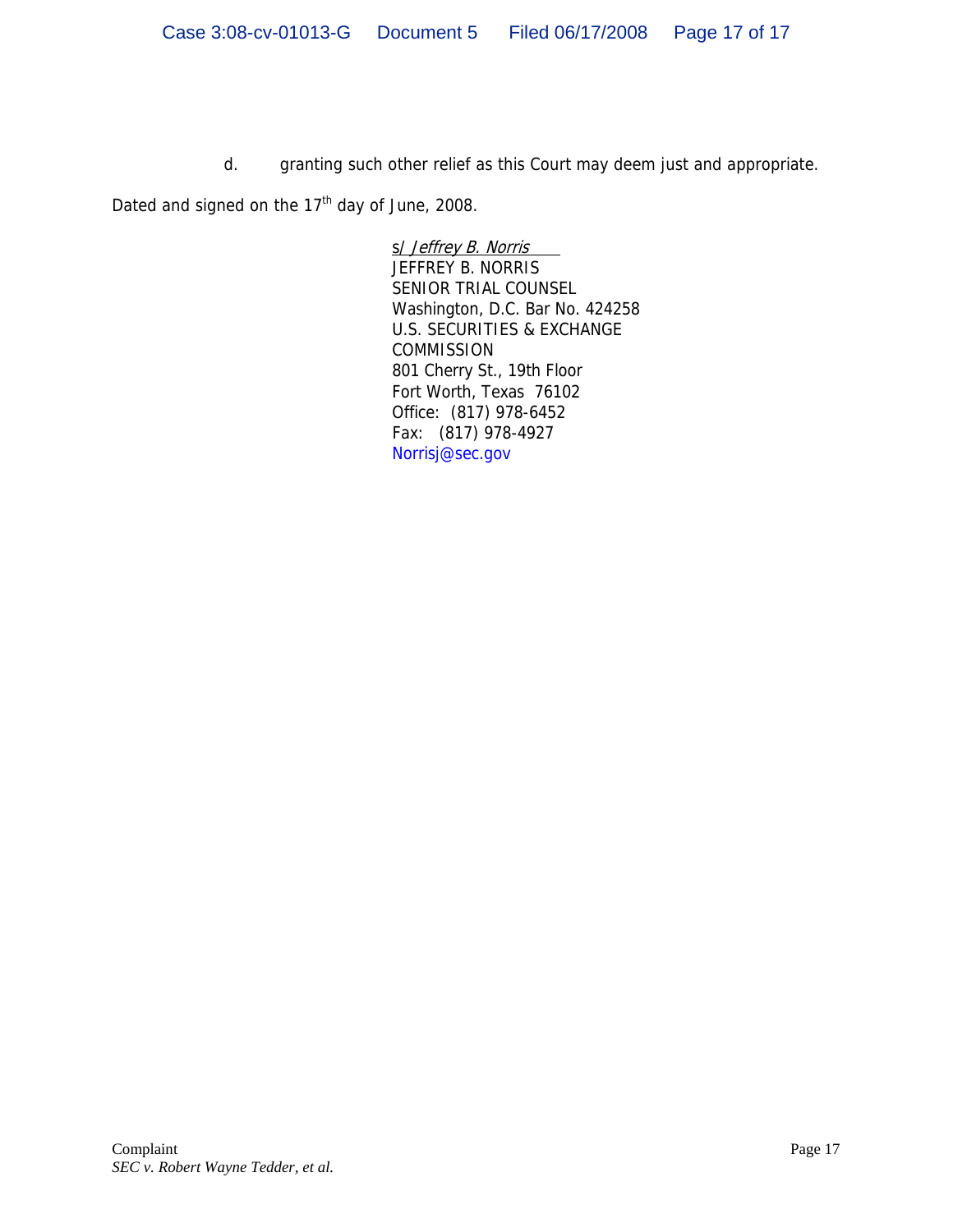d. granting such other relief as this Court may deem just and appropriate.

Dated and signed on the 17th day of June, 2008.

s/ *Jeffrey B. Norris*
JEFFREY B. NORRIS
SENIOR TRIAL COUNSEL
Washington, D.C. Bar No. 424258
U.S. SECURITIES & EXCHANGE COMMISSION
801 Cherry St., 19th Floor
Fort Worth, Texas 76102
Office: (817) 978-6452
Fax: (817) 978-4927
Norrisj@sec.gov